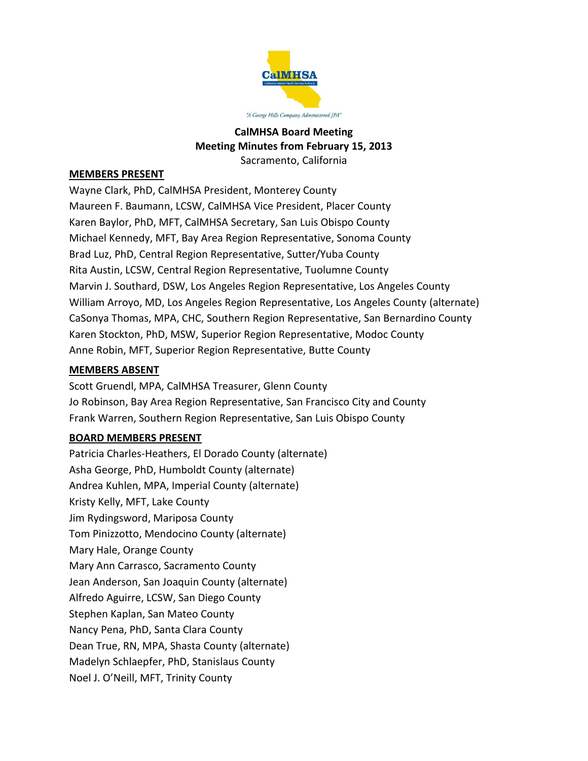"A George Hills Company Administered JPA"

**CalMHSA Board Meeting**
**Meeting Minutes from February 15, 2013**
Sacramento, California

**MEMBERS PRESENT**

Wayne Clark, PhD, CalMHSA President, Monterey County
Maureen F. Baumann, LCSW, CalMHSA Vice President, Placer County
Karen Baylor, PhD, MFT, CalMHSA Secretary, San Luis Obispo County
Michael Kennedy, MFT, Bay Area Region Representative, Sonoma County
Brad Luz, PhD, Central Region Representative, Sutter/Yuba County
Rita Austin, LCSW, Central Region Representative, Tuolumne County
Marvin J. Southard, DSW, Los Angeles Region Representative, Los Angeles County
William Arroyo, MD, Los Angeles Region Representative, Los Angeles County (alternate)
CaSonya Thomas, MPA, CHC, Southern Region Representative, San Bernardino County
Karen Stockton, PhD, MSW, Superior Region Representative, Modoc County
Anne Robin, MFT, Superior Region Representative, Butte County

**MEMBERS ABSENT**

Scott Gruendl, MPA, CalMHSA Treasurer, Glenn County
Jo Robinson, Bay Area Region Representative, San Francisco City and County
Frank Warren, Southern Region Representative, San Luis Obispo County

**BOARD MEMBERS PRESENT**

Patricia Charles-Heathers, El Dorado County (alternate)
Asha George, PhD, Humboldt County (alternate)
Andrea Kuhlen, MPA, Imperial County (alternate)
Kristy Kelly, MFT, Lake County
Jim Rydingsword, Mariposa County
Tom Pinizzotto, Mendocino County (alternate)
Mary Hale, Orange County
Mary Ann Carrasco, Sacramento County
Jean Anderson, San Joaquin County (alternate)
Alfredo Aguirre, LCSW, San Diego County
Stephen Kaplan, San Mateo County
Nancy Pena, PhD, Santa Clara County
Dean True, RN, MPA, Shasta County (alternate)
Madelyn Schlaepfer, PhD, Stanislaus County
Noel J. O'Neill, MFT, Trinity County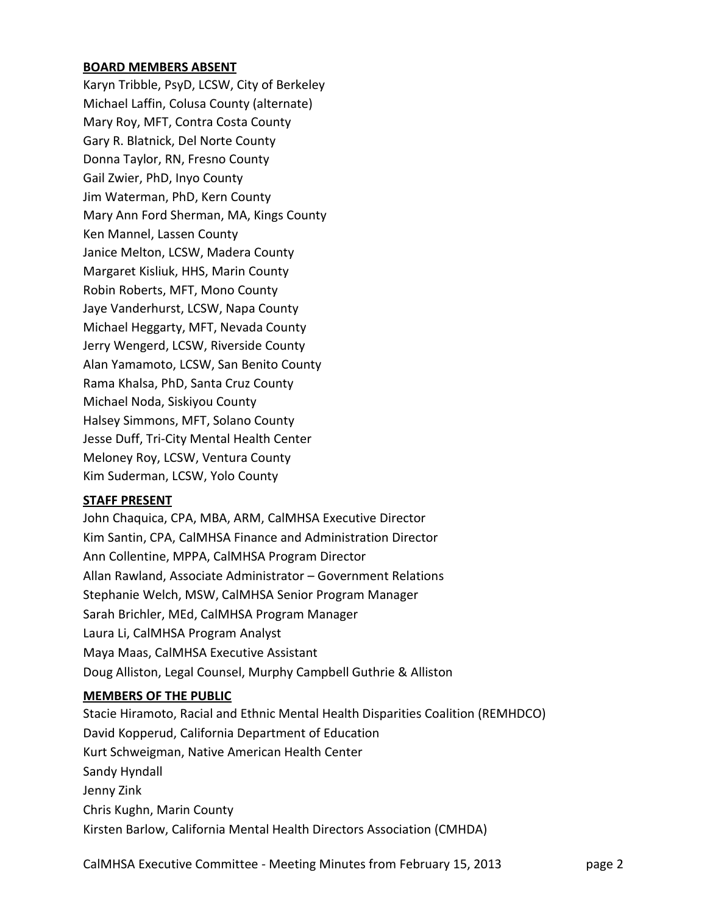**BOARD MEMBERS ABSENT**

Karyn Tribble, PsyD, LCSW, City of Berkeley
Michael Laffin, Colusa County (alternate)
Mary Roy, MFT, Contra Costa County
Gary R. Blatnick, Del Norte County
Donna Taylor, RN, Fresno County
Gail Zwier, PhD, Inyo County
Jim Waterman, PhD, Kern County
Mary Ann Ford Sherman, MA, Kings County
Ken Mannel, Lassen County
Janice Melton, LCSW, Madera County
Margaret Kisliuk, HHS, Marin County
Robin Roberts, MFT, Mono County
Jaye Vanderhurst, LCSW, Napa County
Michael Heggarty, MFT, Nevada County
Jerry Wengerd, LCSW, Riverside County
Alan Yamamoto, LCSW, San Benito County
Rama Khalsa, PhD, Santa Cruz County
Michael Noda, Siskiyou County
Halsey Simmons, MFT, Solano County
Jesse Duff, Tri-City Mental Health Center
Meloney Roy, LCSW, Ventura County
Kim Suderman, LCSW, Yolo County

**STAFF PRESENT**

John Chaquica, CPA, MBA, ARM, CalMHSA Executive Director
Kim Santin, CPA, CalMHSA Finance and Administration Director
Ann Collentine, MPPA, CalMHSA Program Director
Allan Rawland, Associate Administrator – Government Relations
Stephanie Welch, MSW, CalMHSA Senior Program Manager
Sarah Brichler, MEd, CalMHSA Program Manager
Laura Li, CalMHSA Program Analyst
Maya Maas, CalMHSA Executive Assistant
Doug Alliston, Legal Counsel, Murphy Campbell Guthrie & Alliston

**MEMBERS OF THE PUBLIC**

Stacie Hiramoto, Racial and Ethnic Mental Health Disparities Coalition (REMHDCO)
David Kopperud, California Department of Education
Kurt Schweigman, Native American Health Center
Sandy Hyndall
Jenny Zink
Chris Kughn, Marin County
Kirsten Barlow, California Mental Health Directors Association (CMHDA)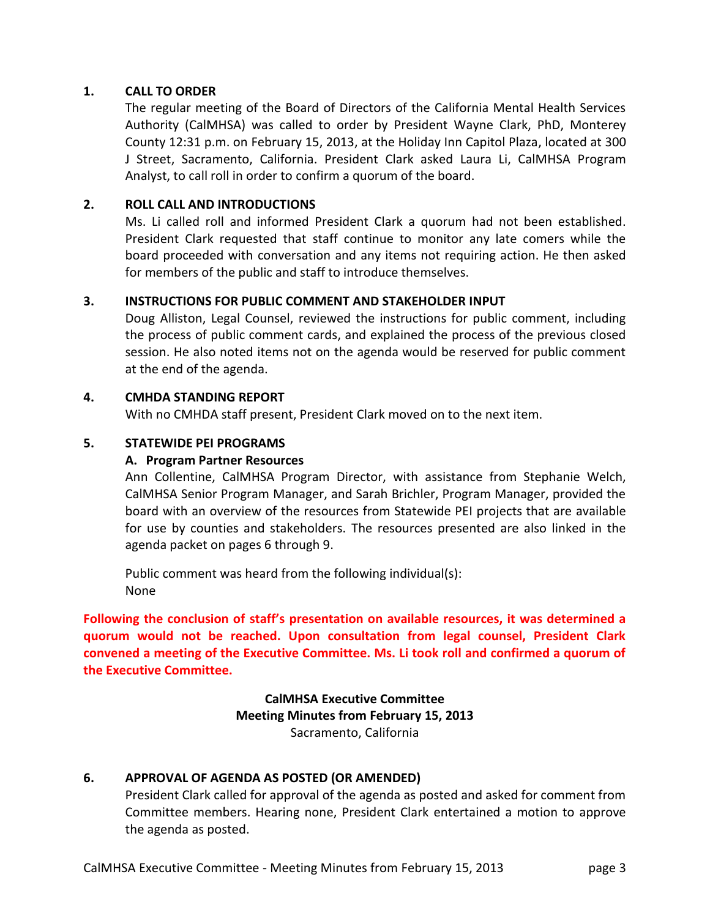**1. CALL TO ORDER**

The regular meeting of the Board of Directors of the California Mental Health Services Authority (CalMHSA) was called to order by President Wayne Clark, PhD, Monterey County 12:31 p.m. on February 15, 2013, at the Holiday Inn Capitol Plaza, located at 300 J Street, Sacramento, California. President Clark asked Laura Li, CalMHSA Program Analyst, to call roll in order to confirm a quorum of the board.

**2. ROLL CALL AND INTRODUCTIONS**

Ms. Li called roll and informed President Clark a quorum had not been established. President Clark requested that staff continue to monitor any late comers while the board proceeded with conversation and any items not requiring action. He then asked for members of the public and staff to introduce themselves.

**3. INSTRUCTIONS FOR PUBLIC COMMENT AND STAKEHOLDER INPUT**

Doug Alliston, Legal Counsel, reviewed the instructions for public comment, including the process of public comment cards, and explained the process of the previous closed session. He also noted items not on the agenda would be reserved for public comment at the end of the agenda.

**4. CMHDA STANDING REPORT**

With no CMHDA staff present, President Clark moved on to the next item.

**5. STATEWIDE PEI PROGRAMS**

**A. Program Partner Resources**

Ann Collentine, CalMHSA Program Director, with assistance from Stephanie Welch, CalMHSA Senior Program Manager, and Sarah Brichler, Program Manager, provided the board with an overview of the resources from Statewide PEI projects that are available for use by counties and stakeholders. The resources presented are also linked in the agenda packet on pages 6 through 9.

Public comment was heard from the following individual(s):
None

**Following the conclusion of staff's presentation on available resources, it was determined a quorum would not be reached. Upon consultation from legal counsel, President Clark convened a meeting of the Executive Committee. Ms. Li took roll and confirmed a quorum of the Executive Committee.**

**CalMHSA Executive Committee**
**Meeting Minutes from February 15, 2013**
Sacramento, California

**6. APPROVAL OF AGENDA AS POSTED (OR AMENDED)**

President Clark called for approval of the agenda as posted and asked for comment from Committee members. Hearing none, President Clark entertained a motion to approve the agenda as posted.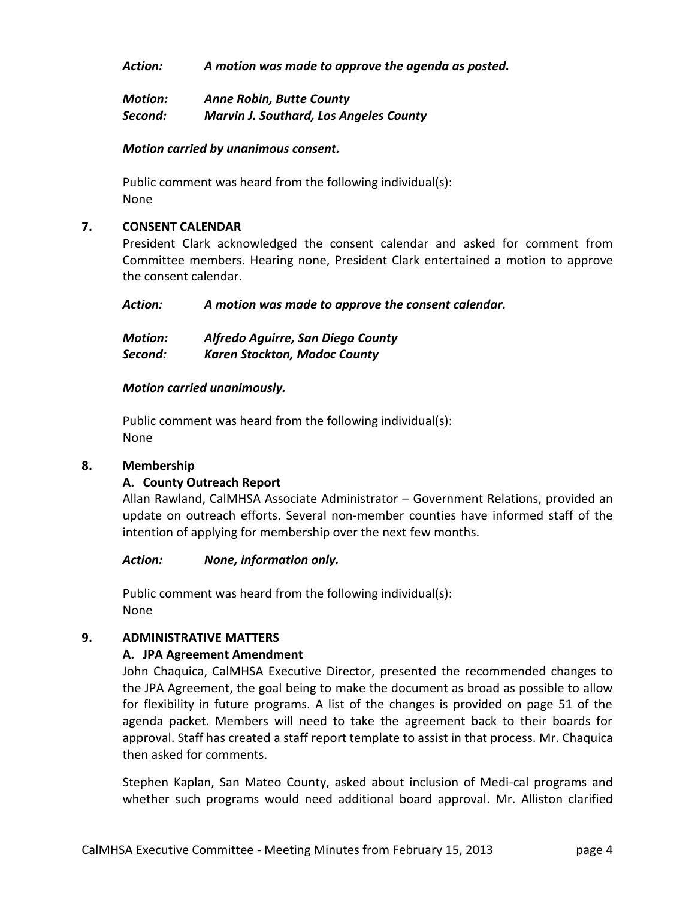***Action:*** ***A motion was made to approve the agenda as posted.***

***Motion:*** ***Anne Robin, Butte County***
***Second:*** ***Marvin J. Southard, Los Angeles County***

***Motion carried by unanimous consent.***

Public comment was heard from the following individual(s):
None

## 7. CONSENT CALENDAR

President Clark acknowledged the consent calendar and asked for comment from Committee members. Hearing none, President Clark entertained a motion to approve the consent calendar.

***Action:*** ***A motion was made to approve the consent calendar.***

***Motion:*** ***Alfredo Aguirre, San Diego County***
***Second:*** ***Karen Stockton, Modoc County***

***Motion carried unanimously.***

Public comment was heard from the following individual(s):
None

## 8. Membership

### A. County Outreach Report

Allan Rawland, CalMHSA Associate Administrator – Government Relations, provided an update on outreach efforts. Several non-member counties have informed staff of the intention of applying for membership over the next few months.

***Action:*** ***None, information only.***

Public comment was heard from the following individual(s):
None

## 9. ADMINISTRATIVE MATTERS

### A. JPA Agreement Amendment

John Chaquica, CalMHSA Executive Director, presented the recommended changes to the JPA Agreement, the goal being to make the document as broad as possible to allow for flexibility in future programs. A list of the changes is provided on page 51 of the agenda packet. Members will need to take the agreement back to their boards for approval. Staff has created a staff report template to assist in that process. Mr. Chaquica then asked for comments.

Stephen Kaplan, San Mateo County, asked about inclusion of Medi-cal programs and whether such programs would need additional board approval. Mr. Alliston clarified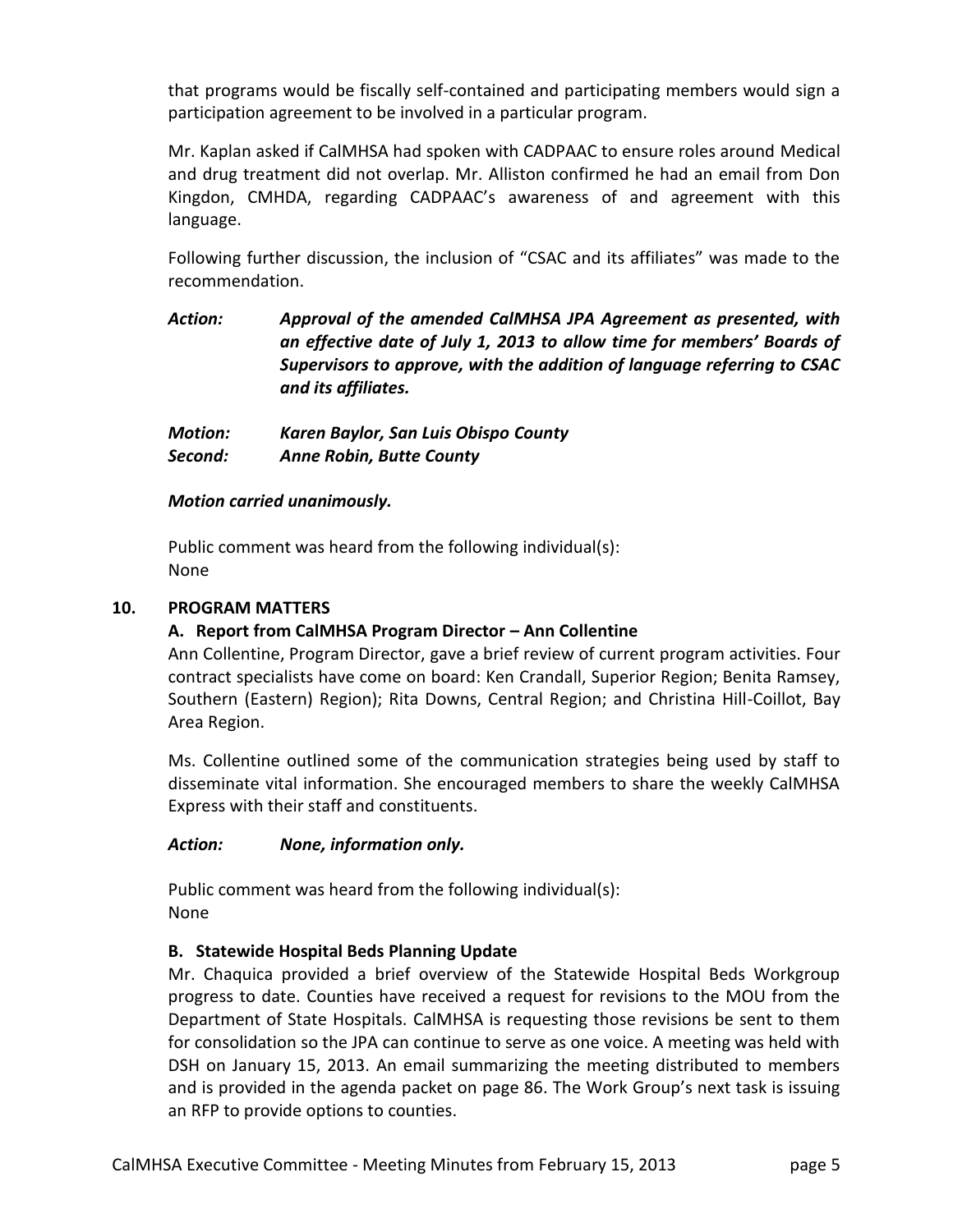that programs would be fiscally self-contained and participating members would sign a participation agreement to be involved in a particular program.

Mr. Kaplan asked if CalMHSA had spoken with CADPAAC to ensure roles around Medical and drug treatment did not overlap. Mr. Alliston confirmed he had an email from Don Kingdon, CMHDA, regarding CADPAAC's awareness of and agreement with this language.

Following further discussion, the inclusion of "CSAC and its affiliates" was made to the recommendation.

***Action:*** ***Approval of the amended CalMHSA JPA Agreement as presented, with an effective date of July 1, 2013 to allow time for members' Boards of Supervisors to approve, with the addition of language referring to CSAC and its affiliates.***

***Motion:*** ***Karen Baylor, San Luis Obispo County***
***Second:*** ***Anne Robin, Butte County***

***Motion carried unanimously.***

Public comment was heard from the following individual(s):
None

## 10. PROGRAM MATTERS

### A. Report from CalMHSA Program Director – Ann Collentine

Ann Collentine, Program Director, gave a brief review of current program activities. Four contract specialists have come on board: Ken Crandall, Superior Region; Benita Ramsey, Southern (Eastern) Region); Rita Downs, Central Region; and Christina Hill-Coillot, Bay Area Region.

Ms. Collentine outlined some of the communication strategies being used by staff to disseminate vital information. She encouraged members to share the weekly CalMHSA Express with their staff and constituents.

***Action:*** ***None, information only.***

Public comment was heard from the following individual(s):
None

### B. Statewide Hospital Beds Planning Update

Mr. Chaquica provided a brief overview of the Statewide Hospital Beds Workgroup progress to date. Counties have received a request for revisions to the MOU from the Department of State Hospitals. CalMHSA is requesting those revisions be sent to them for consolidation so the JPA can continue to serve as one voice. A meeting was held with DSH on January 15, 2013. An email summarizing the meeting distributed to members and is provided in the agenda packet on page 86. The Work Group's next task is issuing an RFP to provide options to counties.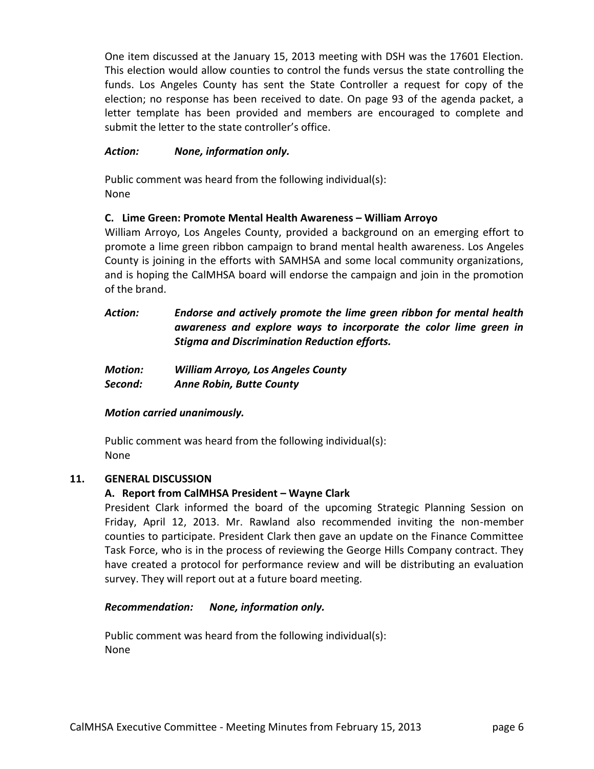One item discussed at the January 15, 2013 meeting with DSH was the 17601 Election. This election would allow counties to control the funds versus the state controlling the funds. Los Angeles County has sent the State Controller a request for copy of the election; no response has been received to date. On page 93 of the agenda packet, a letter template has been provided and members are encouraged to complete and submit the letter to the state controller's office.

***Action: None, information only.***

Public comment was heard from the following individual(s):
None

**C. Lime Green: Promote Mental Health Awareness – William Arroyo**

William Arroyo, Los Angeles County, provided a background on an emerging effort to promote a lime green ribbon campaign to brand mental health awareness. Los Angeles County is joining in the efforts with SAMHSA and some local community organizations, and is hoping the CalMHSA board will endorse the campaign and join in the promotion of the brand.

***Action: Endorse and actively promote the lime green ribbon for mental health awareness and explore ways to incorporate the color lime green in Stigma and Discrimination Reduction efforts.***

***Motion: William Arroyo, Los Angeles County***
***Second: Anne Robin, Butte County***

***Motion carried unanimously.***

Public comment was heard from the following individual(s):
None

## 11. GENERAL DISCUSSION

**A. Report from CalMHSA President – Wayne Clark**

President Clark informed the board of the upcoming Strategic Planning Session on Friday, April 12, 2013. Mr. Rawland also recommended inviting the non-member counties to participate. President Clark then gave an update on the Finance Committee Task Force, who is in the process of reviewing the George Hills Company contract. They have created a protocol for performance review and will be distributing an evaluation survey. They will report out at a future board meeting.

***Recommendation: None, information only.***

Public comment was heard from the following individual(s):
None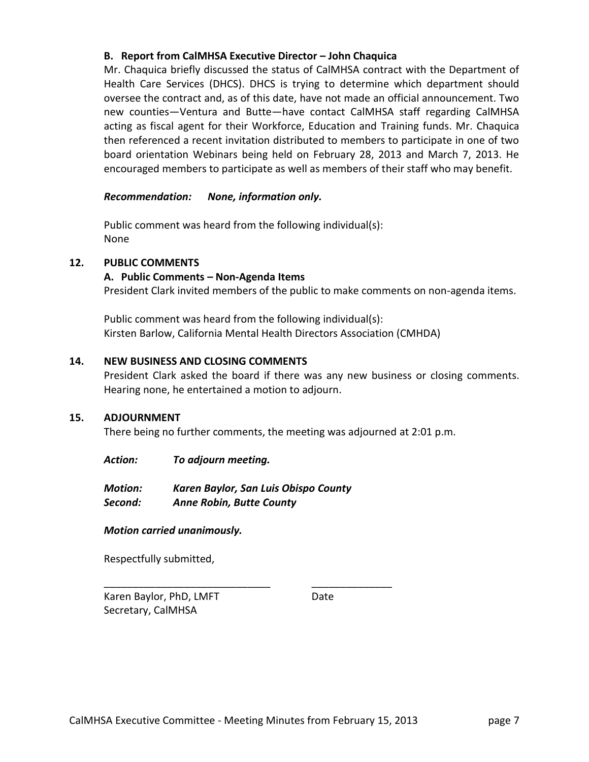### B. Report from CalMHSA Executive Director – John Chaquica

Mr. Chaquica briefly discussed the status of CalMHSA contract with the Department of Health Care Services (DHCS). DHCS is trying to determine which department should oversee the contract and, as of this date, have not made an official announcement. Two new counties—Ventura and Butte—have contact CalMHSA staff regarding CalMHSA acting as fiscal agent for their Workforce, Education and Training funds. Mr. Chaquica then referenced a recent invitation distributed to members to participate in one of two board orientation Webinars being held on February 28, 2013 and March 7, 2013. He encouraged members to participate as well as members of their staff who may benefit.

***Recommendation: None, information only.***

Public comment was heard from the following individual(s):
None

## 12. PUBLIC COMMENTS

### A. Public Comments – Non-Agenda Items

President Clark invited members of the public to make comments on non-agenda items.

Public comment was heard from the following individual(s):
Kirsten Barlow, California Mental Health Directors Association (CMHDA)

## 14. NEW BUSINESS AND CLOSING COMMENTS

President Clark asked the board if there was any new business or closing comments. Hearing none, he entertained a motion to adjourn.

## 15. ADJOURNMENT

There being no further comments, the meeting was adjourned at 2:01 p.m.

***Action: To adjourn meeting.***

***Motion: Karen Baylor, San Luis Obispo County***
***Second: Anne Robin, Butte County***

***Motion carried unanimously.***

Respectfully submitted,

_____________________________ ______________
Karen Baylor, PhD, LMFT Date
Secretary, CalMHSA